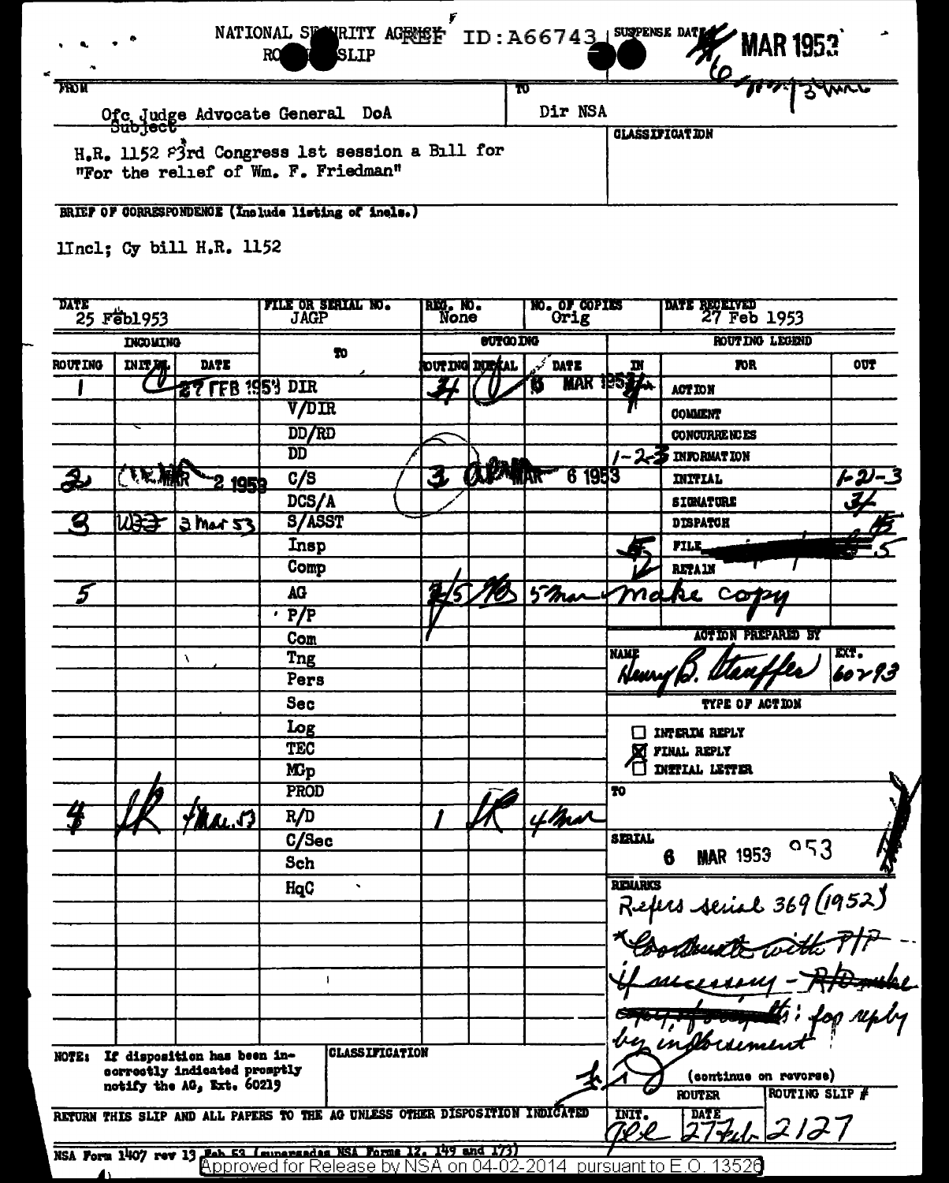NATIONAL SECURITY AGENCY REF ID:A66743 SUSPENSE DATE 6 MAR 1953

ROUTING SLIP

6 Mar 3 Mar

| FROM | TO |
|---|---|
| Ofc Judge Advocate General DoA | Dir NSA |

**Subject**

H.R. 1152 83rd Congress 1st session a Bill for "For the relief of Wm. F. Friedman"

**CLASSIFICATION**

**BRIEF OF CORRESPONDENCE (Include listing of incls.)**

1Incl; Cy bill H.R. 1152

| DATE | FILE OR SERIAL NO. | REG. NO. | NO. OF COPIES | DATE RECEIVED |
|---|---|---|---|---|
| 25 Feb 1953 | JAGP | None | Orig | 27 Feb 1953 |

| INCOMING ROUTING | INITIAL | DATE | TO | OUTGOING ROUTING | INITIAL | DATE |
|---|---|---|---|---|---|---|
| 1 | | 27 FEB 1953 | DIR | 4 | | 6 MAR 1953 |
| | | | V/DIR | | | |
| | | | DD/RD | | | |
| | | | DD | | | |
| 2 | | MAR 2 1953 | C/S | 3 | | MAR 6 1953 |
| | | | DCS/A | | | |
| 3 | WBF | 3 Mar 53 | S/ASST | | | |
| | | | Insp | | | |
| | | | Comp | | | |
| 5 | | | AG | 5 | | 5 Mar |
| | | | P/P | | | |
| | | | Com | | | |
| | | | Tng | | | |
| | | | Pers | | | |
| | | | Sec | | | |
| | | | Log | | | |
| | | | TEC | | | |
| | | | MCp | | | |
| | | | PROD | | | |
| 4 | | 4 Mar 53 | R/D | 1 | | 4 Mar |
| | | | C/Sec | | | |
| | | | Sch | | | |
| | | | HqC | | | |

**ROUTING LEGEND**

| IN | FOR | OUT |
|---|---|---|
| 4 | ACTION | |
| 1 | COMMENT | |
| | CONCURRENCES | |
| 1-2-3 | INFORMATION | |
| | INITIAL | 1-2-3 |
| | SIGNATURE | 4 |
| | DISPATCH | 5 |
| 5 | FILE | 5 |
| | RETAIN | |

Make copy

**ACTION PREPARED BY**

NAME: Henry B. Stauffer EXT. 60293

**TYPE OF ACTION**

- ☐ INTERIM REPLY
- ☒ FINAL REPLY
- ☐ INITIAL LETTER

TO

SERIAL 6 MAR 1953 053

REMARKS

Refers serial 369 (1952) Coordinate with P/P -- if necessary - R/D make ~~copy of~~ ...: for reply by indorsement

(continue on reverse)

| ROUTER INIT. | DATE | ROUTING SLIP # |
|---|---|---|
| | 27 Feb | 2127 |

NOTE: If disposition has been incorrectly indicated promptly notify the AG, Ext. 60219

CLASSIFICATION

RETURN THIS SLIP AND ALL PAPERS TO THE AG UNLESS OTHER DISPOSITION INDICATED

NSA Form 1407 rev 13 Feb 53 (supersedes NSA Forms 12, 149 and 173)

Approved for Release by NSA on 04-02-2014 pursuant to E.O. 13526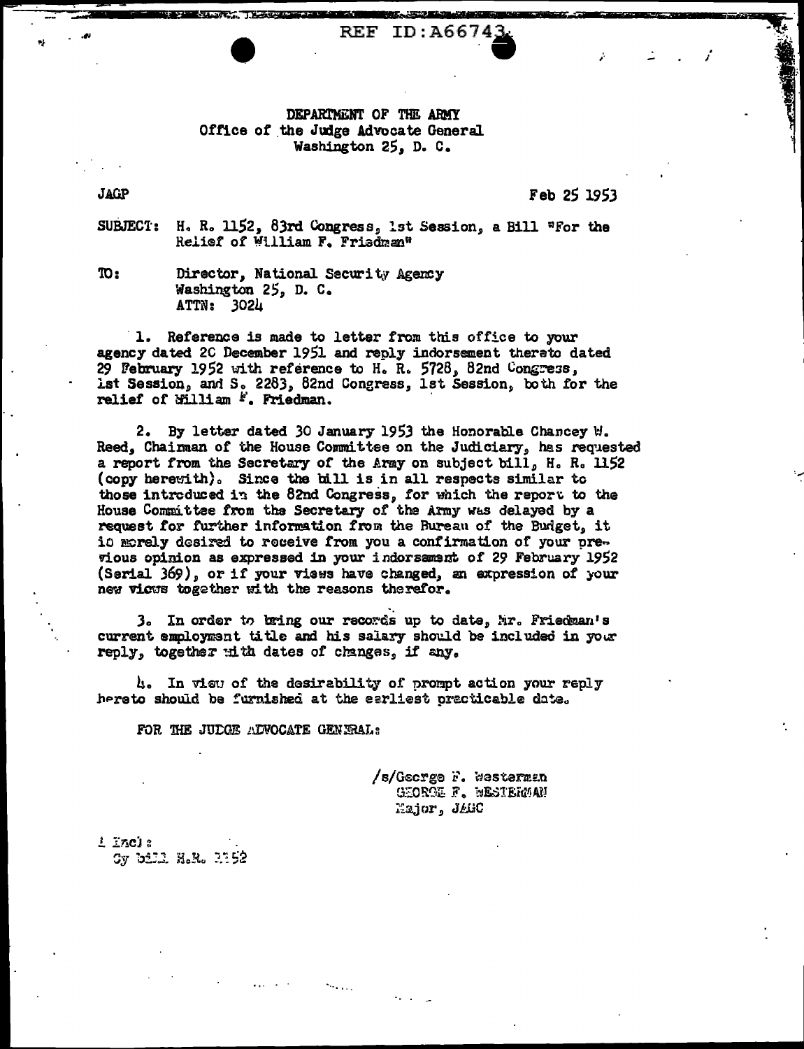REF ID:A66743

DEPARTMENT OF THE ARMY
Office of the Judge Advocate General
Washington 25, D. C.

JAGP

Feb 25 1953

SUBJECT: H. R. 1152, 83rd Congress, 1st Session, a Bill "For the Relief of William F. Friedman"

TO: Director, National Security Agency
Washington 25, D. C.
ATTN: 3024

1. Reference is made to letter from this office to your agency dated 20 December 1951 and reply indorsement thereto dated 29 February 1952 with reference to H. R. 5728, 82nd Congress, 1st Session, and S. 2283, 82nd Congress, 1st Session, both for the relief of William F. Friedman.

2. By letter dated 30 January 1953 the Honorable Chancey W. Reed, Chairman of the House Committee on the Judiciary, has requested a report from the Secretary of the Army on subject bill, H. R. 1152 (copy herewith). Since the bill is in all respects similar to those introduced in the 82nd Congress, for which the report to the House Committee from the Secretary of the Army was delayed by a request for further information from the Bureau of the Budget, it is merely desired to receive from you a confirmation of your previous opinion as expressed in your indorsement of 29 February 1952 (Serial 369), or if your views have changed, an expression of your new views together with the reasons therefor.

3. In order to bring our records up to date, Mr. Friedman's current employment title and his salary should be included in your reply, together with dates of changes, if any.

4. In view of the desirability of prompt action your reply hereto should be furnished at the earliest practicable date.

FOR THE JUDGE ADVOCATE GENERAL:

/s/George F. Westerman
GEORGE F. WESTERMAN
Major, JAGC

1 Incl:
Cy bill H.R. 1152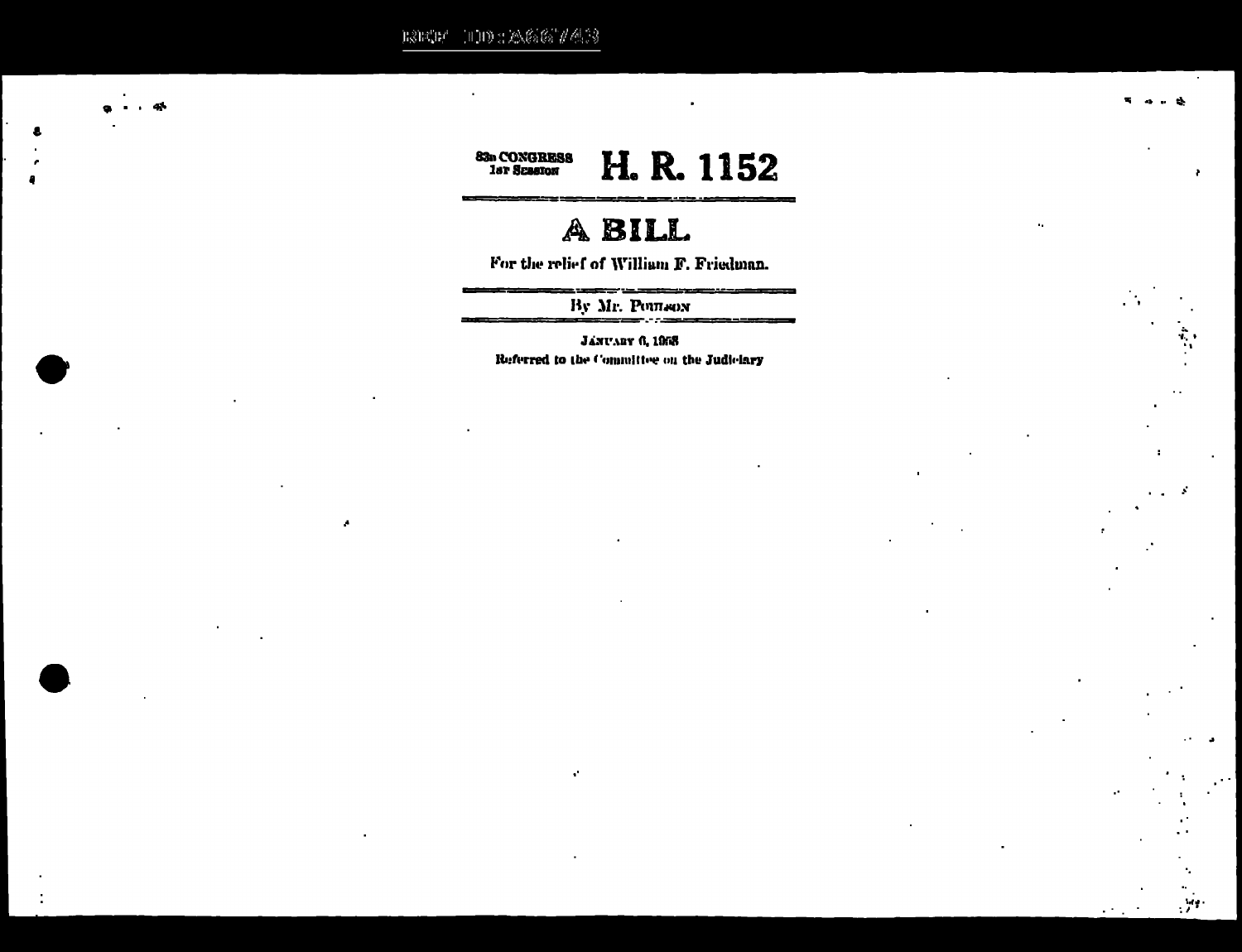83d CONGRESS
1st Session

# H. R. 1152

## A BILL

For the relief of William F. Friedman.

By Mr. Poulson

January 6, 1953
Referred to the Committee on the Judiciary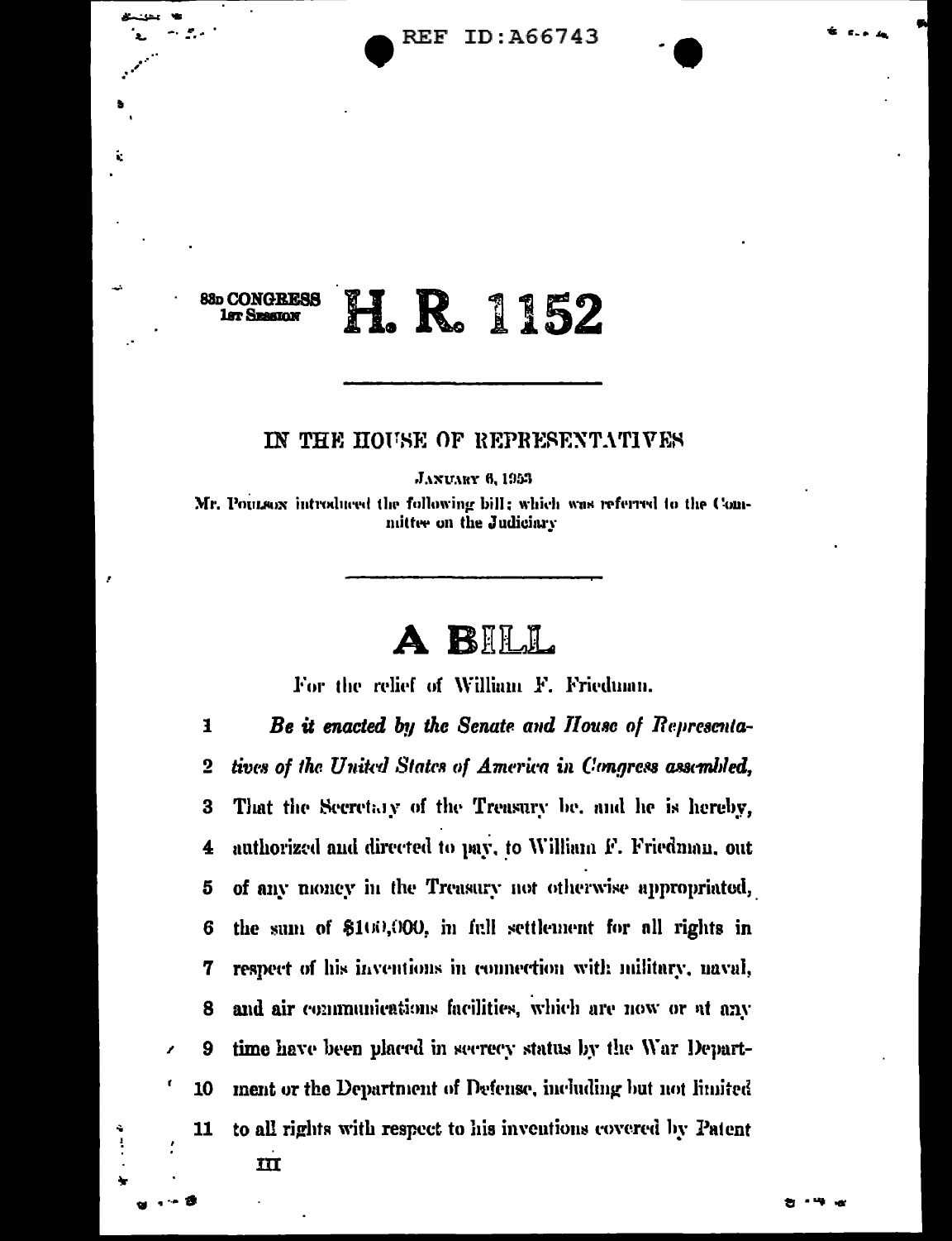REF ID:A66743

83D CONGRESS
1ST SESSION

# H. R. 1152

---

## IN THE HOUSE OF REPRESENTATIVES

JANUARY 6, 1953

Mr. POULSON introduced the following bill; which was referred to the Committee on the Judiciary

---

# A BILL

For the relief of William F. Friedman.

1 *Be it enacted by the Senate and House of Representa-*
2 *tives of the United States of America in Congress assembled,*
3 That the Secretary of the Treasury be, and he is hereby,
4 authorized and directed to pay, to William F. Friedman, out
5 of any money in the Treasury not otherwise appropriated,
6 the sum of $100,000, in full settlement for all rights in
7 respect of his inventions in connection with military, naval,
8 and air communications facilities, which are now or at any
9 time have been placed in secrecy status by the War Depart-
10 ment or the Department of Defense, including but not limited
11 to all rights with respect to his inventions covered by Patent

III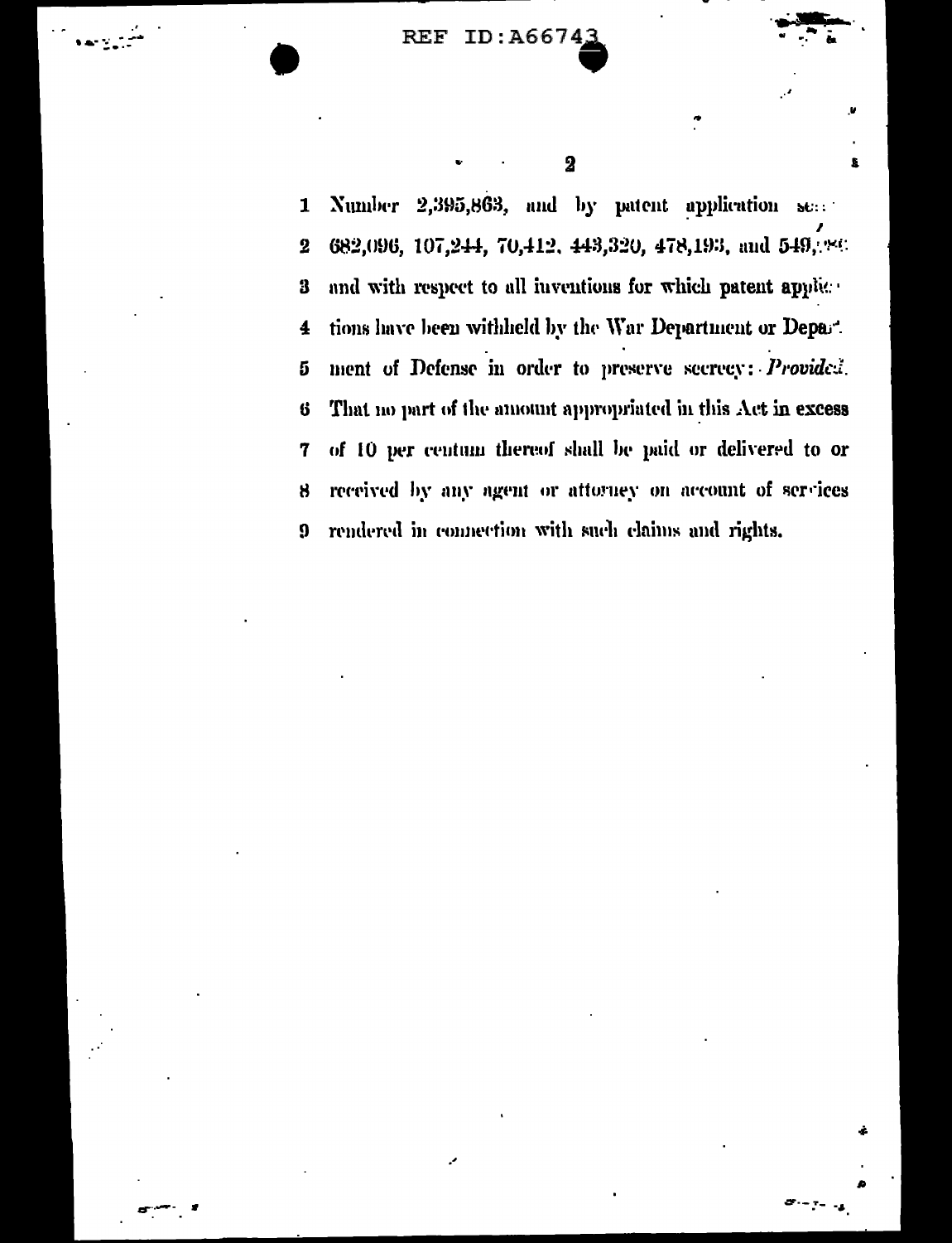1 Number 2,395,863, and by patent application ser
2 682,096, 107,244, 70,412, 443,320, 478,193, and 549,
3 and with respect to all inventions for which patent applica-
4 tions have been withheld by the War Department or Depart-
5 ment of Defense in order to preserve secrecy: *Provided*,
6 That no part of the amount appropriated in this Act in excess
7 of 10 per centum thereof shall be paid or delivered to or
8 received by any agent or attorney on account of services
9 rendered in connection with such claims and rights.